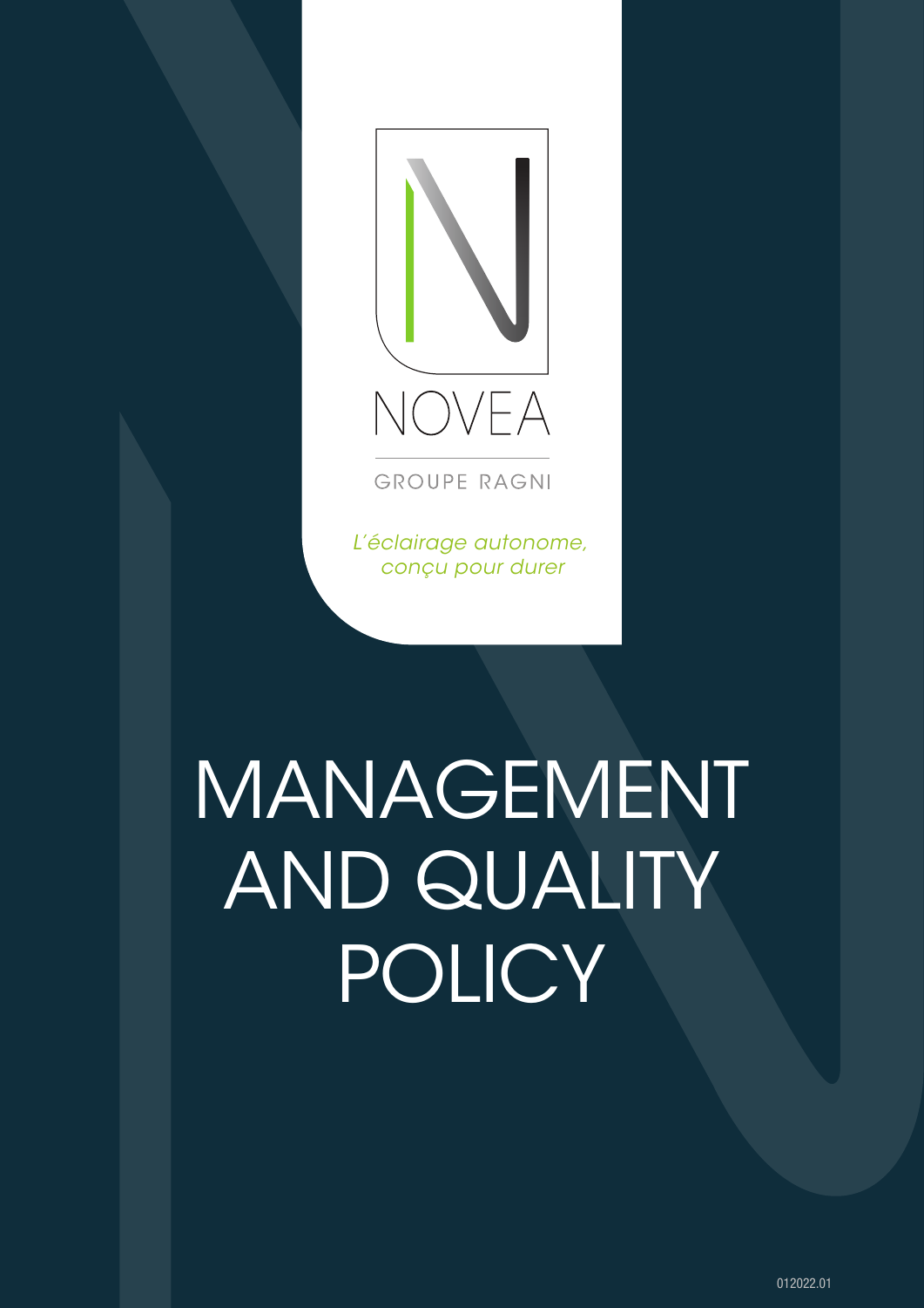NOVEA

GROUPE RAGNI

*L'éclairage autonome, conçu pour durer*

# MANAGEMENT AND QUALITY POLICY

012022.01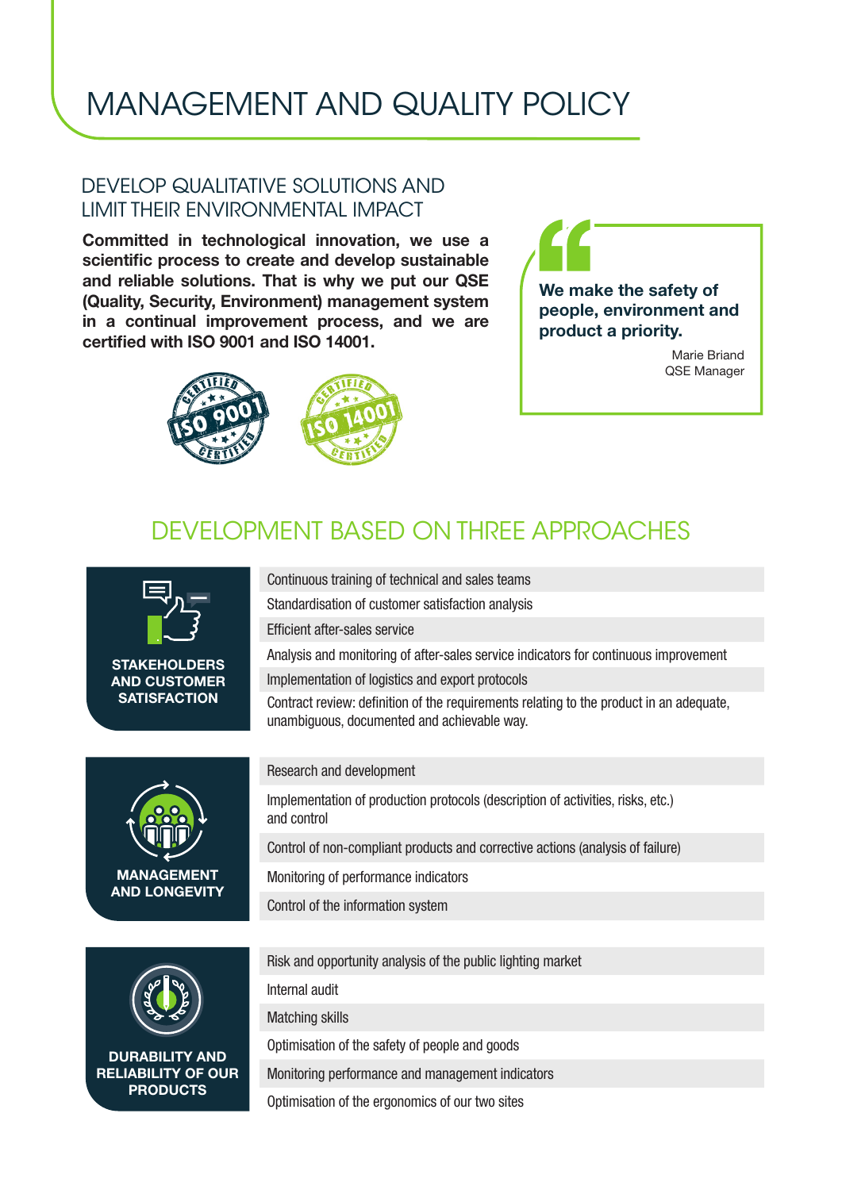# MANAGEMENT AND QUALITY POLICY

## DEVELOP QUALITATIVE SOLUTIONS AND LIMIT THEIR ENVIRONMENTAL IMPACT

**Committed in technological innovation, we use a scientific process to create and develop sustainable and reliable solutions. That is why we put our QSE (Quality, Security, Environment) management system in a continual improvement process, and we are certified with ISO 9001 and ISO 14001.**

> **We make the safety of people, environment and product a priority.**
>
> Marie Briand
> QSE Manager

## DEVELOPMENT BASED ON THREE APPROACHES

### STAKEHOLDERS AND CUSTOMER SATISFACTION

- Continuous training of technical and sales teams
- Standardisation of customer satisfaction analysis
- Efficient after-sales service
- Analysis and monitoring of after-sales service indicators for continuous improvement
- Implementation of logistics and export protocols
- Contract review: definition of the requirements relating to the product in an adequate, unambiguous, documented and achievable way.

### MANAGEMENT AND LONGEVITY

- Research and development
- Implementation of production protocols (description of activities, risks, etc.) and control
- Control of non-compliant products and corrective actions (analysis of failure)
- Monitoring of performance indicators
- Control of the information system

### DURABILITY AND RELIABILITY OF OUR PRODUCTS

- Risk and opportunity analysis of the public lighting market
- Internal audit
- Matching skills
- Optimisation of the safety of people and goods
- Monitoring performance and management indicators
- Optimisation of the ergonomics of our two sites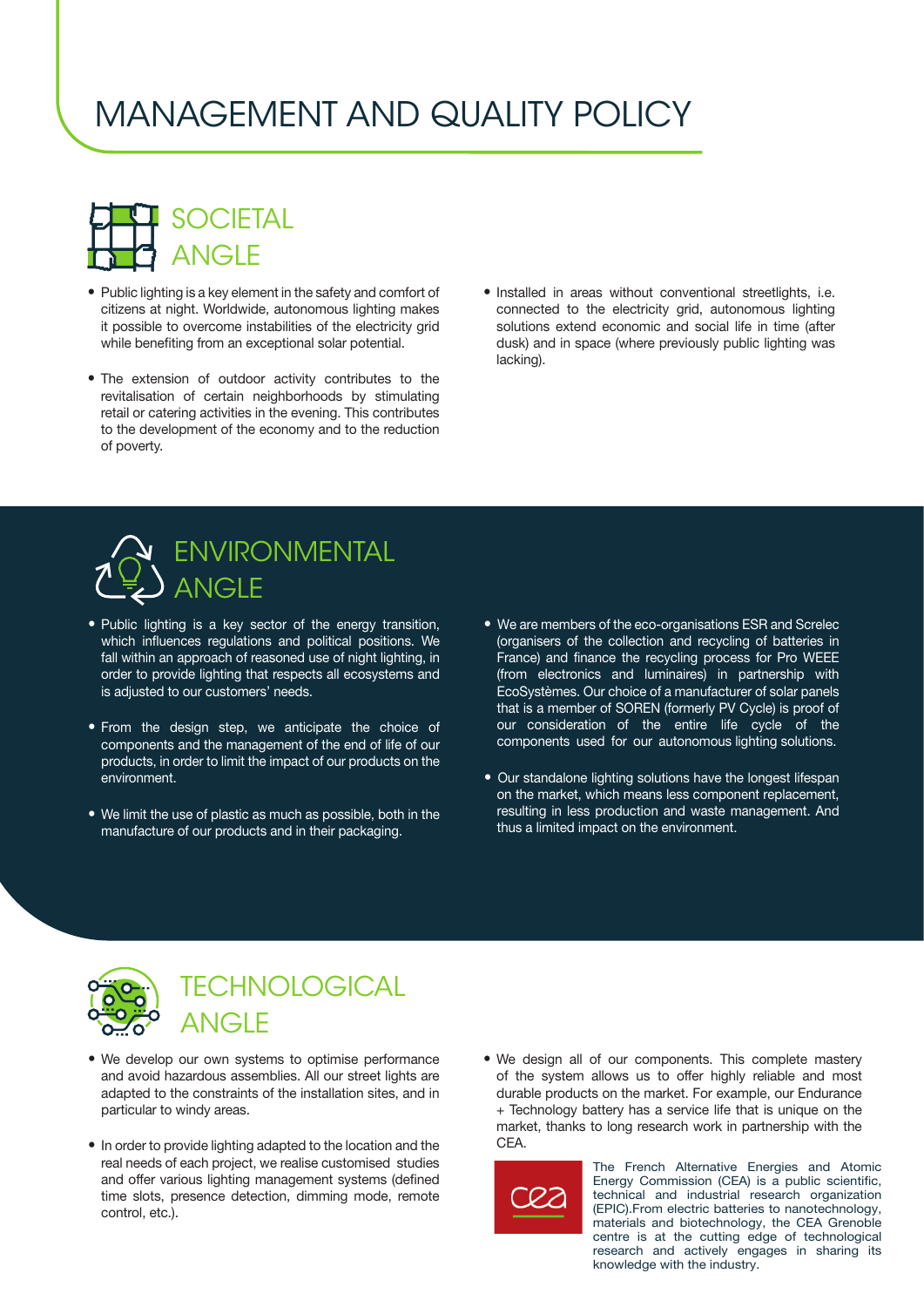# MANAGEMENT AND QUALITY POLICY

## SOCIETAL ANGLE

- Public lighting is a key element in the safety and comfort of citizens at night. Worldwide, autonomous lighting makes it possible to overcome instabilities of the electricity grid while benefiting from an exceptional solar potential.
- The extension of outdoor activity contributes to the revitalisation of certain neighborhoods by stimulating retail or catering activities in the evening. This contributes to the development of the economy and to the reduction of poverty.
- Installed in areas without conventional streetlights, i.e. connected to the electricity grid, autonomous lighting solutions extend economic and social life in time (after dusk) and in space (where previously public lighting was lacking).

## ENVIRONMENTAL ANGLE

- Public lighting is a key sector of the energy transition, which influences regulations and political positions. We fall within an approach of reasoned use of night lighting, in order to provide lighting that respects all ecosystems and is adjusted to our customers' needs.
- From the design step, we anticipate the choice of components and the management of the end of life of our products, in order to limit the impact of our products on the environment.
- We limit the use of plastic as much as possible, both in the manufacture of our products and in their packaging.
- We are members of the eco-organisations ESR and Screlec (organisers of the collection and recycling of batteries in France) and finance the recycling process for Pro WEEE (from electronics and luminaires) in partnership with EcoSystèmes. Our choice of a manufacturer of solar panels that is a member of SOREN (formerly PV Cycle) is proof of our consideration of the entire life cycle of the components used for our autonomous lighting solutions.
- Our standalone lighting solutions have the longest lifespan on the market, which means less component replacement, resulting in less production and waste management. And thus a limited impact on the environment.

## TECHNOLOGICAL ANGLE

- We develop our own systems to optimise performance and avoid hazardous assemblies. All our street lights are adapted to the constraints of the installation sites, and in particular to windy areas.
- In order to provide lighting adapted to the location and the real needs of each project, we realise customised studies and offer various lighting management systems (defined time slots, presence detection, dimming mode, remote control, etc.).
- We design all of our components. This complete mastery of the system allows us to offer highly reliable and most durable products on the market. For example, our Endurance + Technology battery has a service life that is unique on the market, thanks to long research work in partnership with the CEA.

cea

The French Alternative Energies and Atomic Energy Commission (CEA) is a public scientific, technical and industrial research organization (EPIC).From electric batteries to nanotechnology, materials and biotechnology, the CEA Grenoble centre is at the cutting edge of technological research and actively engages in sharing its knowledge with the industry.